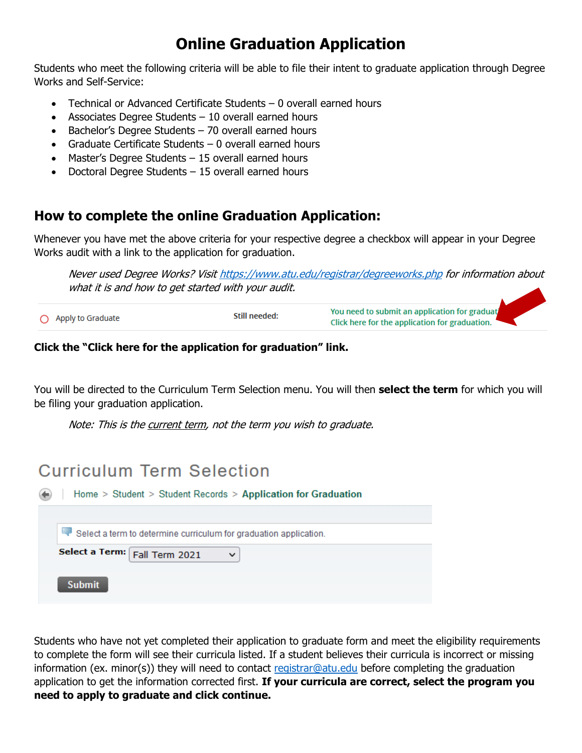# Online Graduation Application

Students who meet the following criteria will be able to file their intent to graduate application through Degree Works and Self-Service:

- Technical or Advanced Certificate Students – 0 overall earned hours
- Associates Degree Students – 10 overall earned hours
- Bachelor's Degree Students – 70 overall earned hours
- Graduate Certificate Students – 0 overall earned hours
- Master's Degree Students – 15 overall earned hours
- Doctoral Degree Students – 15 overall earned hours

## How to complete the online Graduation Application:

Whenever you have met the above criteria for your respective degree a checkbox will appear in your Degree Works audit with a link to the application for graduation.

*Never used Degree Works? Visit https://www.atu.edu/registrar/degreeworks.php for information about what it is and how to get started with your audit.*

Apply to Graduate    Still needed:    You need to submit an application for graduat
Click here for the application for graduation.

**Click the "Click here for the application for graduation" link.**

You will be directed to the Curriculum Term Selection menu. You will then **select the term** for which you will be filing your graduation application.

*Note: This is the current term, not the term you wish to graduate.*

Curriculum Term Selection

Home > Student > Student Records > Application for Graduation

Select a term to determine curriculum for graduation application.

Select a Term: Fall Term 2021

Submit

Students who have not yet completed their application to graduate form and meet the eligibility requirements to complete the form will see their curricula listed. If a student believes their curricula is incorrect or missing information (ex. minor(s)) they will need to contact registrar@atu.edu before completing the graduation application to get the information corrected first. **If your curricula are correct, select the program you need to apply to graduate and click continue.**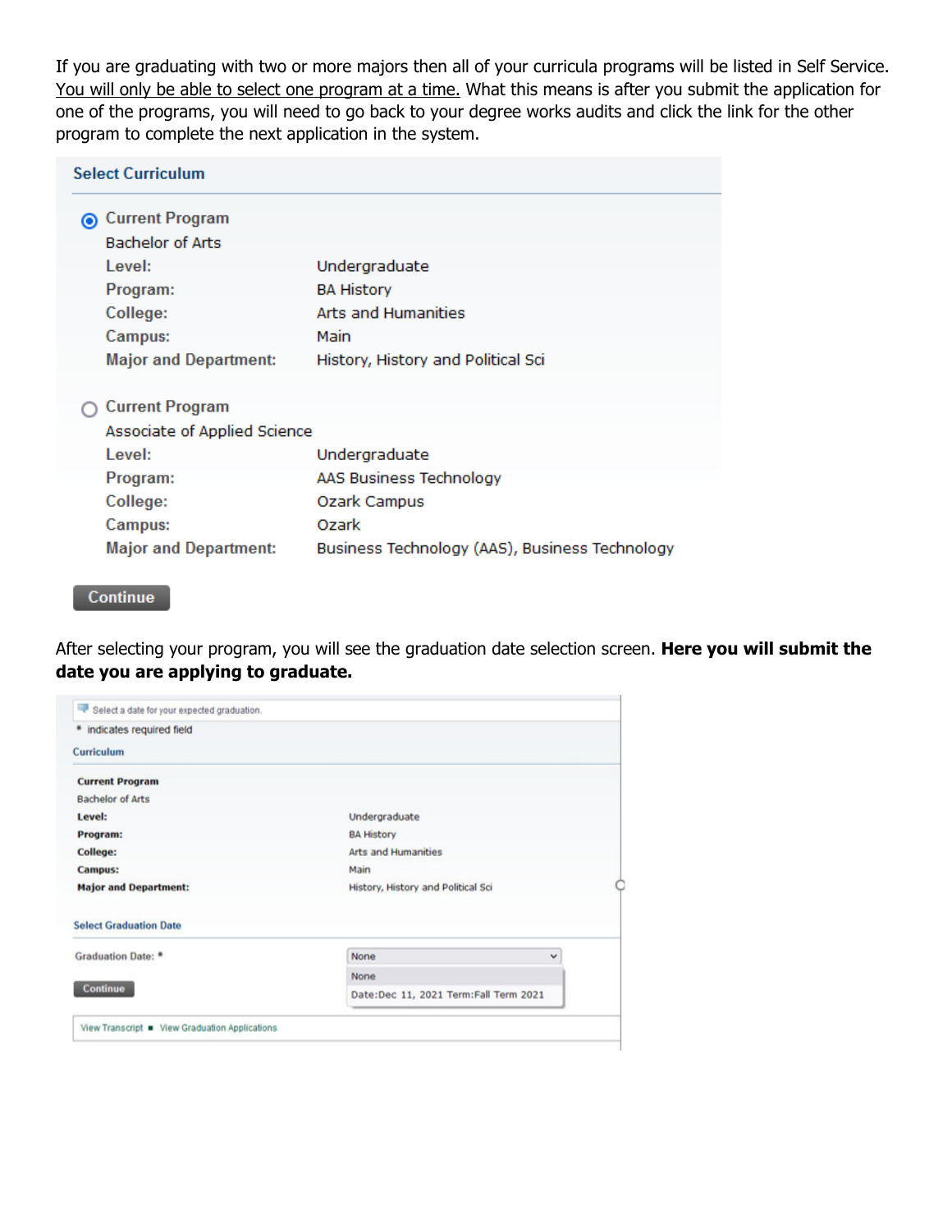If you are graduating with two or more majors then all of your curricula programs will be listed in Self Service. You will only be able to select one program at a time. What this means is after you submit the application for one of the programs, you will need to go back to your degree works audits and click the link for the other program to complete the next application in the system.

**Select Curriculum**

◉ Current Program
Bachelor of Arts

| | |
|---|---|
| Level: | Undergraduate |
| Program: | BA History |
| College: | Arts and Humanities |
| Campus: | Main |
| Major and Department: | History, History and Political Sci |

○ Current Program
Associate of Applied Science

| | |
|---|---|
| Level: | Undergraduate |
| Program: | AAS Business Technology |
| College: | Ozark Campus |
| Campus: | Ozark |
| Major and Department: | Business Technology (AAS), Business Technology |

Continue

After selecting your program, you will see the graduation date selection screen. **Here you will submit the date you are applying to graduate.**

Select a date for your expected graduation.

* indicates required field

**Curriculum**

**Current Program**
Bachelor of Arts

| | |
|---|---|
| **Level:** | Undergraduate |
| **Program:** | BA History |
| **College:** | Arts and Humanities |
| **Campus:** | Main |
| **Major and Department:** | History, History and Political Sci |

**Select Graduation Date**

Graduation Date: * [None]
- None
- Date:Dec 11, 2021 Term:Fall Term 2021

Continue

View Transcript ■ View Graduation Applications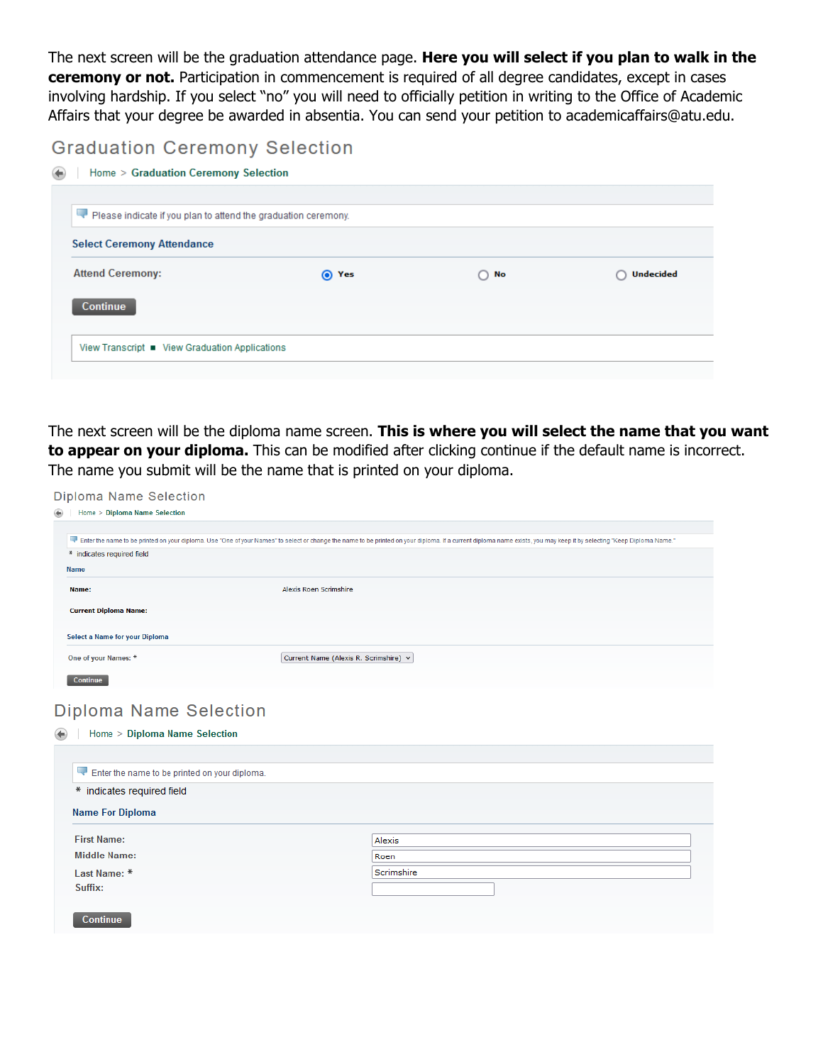The next screen will be the graduation attendance page. **Here you will select if you plan to walk in the ceremony or not.** Participation in commencement is required of all degree candidates, except in cases involving hardship. If you select "no" you will need to officially petition in writing to the Office of Academic Affairs that your degree be awarded in absentia. You can send your petition to academicaffairs@atu.edu.

## Graduation Ceremony Selection

Home > Graduation Ceremony Selection

Please indicate if you plan to attend the graduation ceremony.

**Select Ceremony Attendance**

**Attend Ceremony:** (•) Yes ( ) No ( ) Undecided

Continue

View Transcript ■ View Graduation Applications

The next screen will be the diploma name screen. **This is where you will select the name that you want to appear on your diploma.** This can be modified after clicking continue if the default name is incorrect. The name you submit will be the name that is printed on your diploma.

## Diploma Name Selection

Home > Diploma Name Selection

Enter the name to be printed on your diploma. Use "One of your Names" to select or change the name to be printed on your diploma. If a current diploma name exists, you may keep it by selecting "Keep Diploma Name."

\* indicates required field

Name

**Name:** Alexis Roen Scrimshire

**Current Diploma Name:**

**Select a Name for your Diploma**

One of your Names: * Current Name (Alexis R. Scrimshire)

Continue

## Diploma Name Selection

Home > Diploma Name Selection

Enter the name to be printed on your diploma.

\* indicates required field

**Name For Diploma**

First Name: Alexis

Middle Name: Roen

Last Name: * Scrimshire

Suffix:

Continue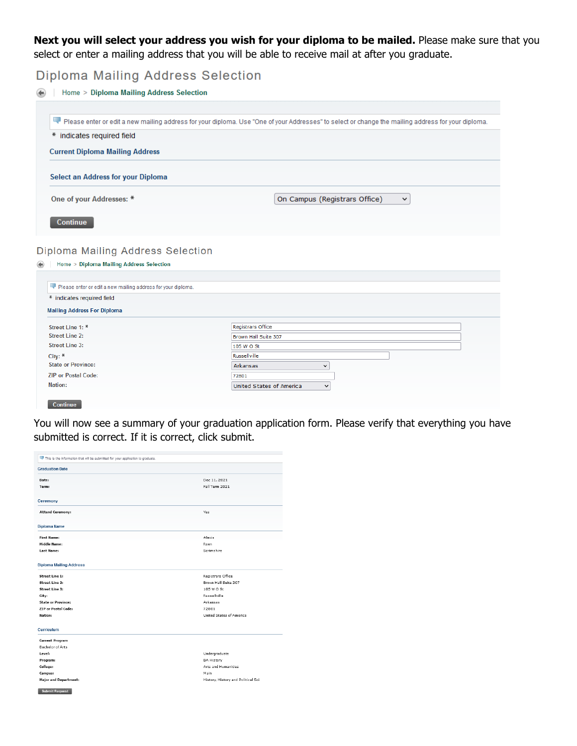**Next you will select your address you wish for your diploma to be mailed.** Please make sure that you select or enter a mailing address that you will be able to receive mail at after you graduate.

## Diploma Mailing Address Selection

Home > Diploma Mailing Address Selection

Please enter or edit a new mailing address for your diploma. Use "One of your Addresses" to select or change the mailing address for your diploma.

\* indicates required field

**Current Diploma Mailing Address**

**Select an Address for your Diploma**

One of your Addresses: * — On Campus (Registrars Office)

Continue

## Diploma Mailing Address Selection

Home > Diploma Mailing Address Selection

Please enter or edit a new mailing address for your diploma.

\* indicates required field

**Mailing Address For Diploma**

| Field | Value |
| --- | --- |
| Street Line 1: * | Registrars Office |
| Street Line 2: | Brown Hall Suite 307 |
| Street Line 3: | 105 W O St |
| City: * | Russellville |
| State or Province: | Arkansas |
| ZIP or Postal Code: | 72801 |
| Nation: | United States of America |

Continue

You will now see a summary of your graduation application form. Please verify that everything you have submitted is correct. If it is correct, click submit.

This is the information that will be submitted for your application to graduate.

**Graduation Date**

| | |
| --- | --- |
| Date: | Dec 11, 2021 |
| Term: | Fall Term 2021 |

**Ceremony**

| | |
| --- | --- |
| Attend Ceremony: | Yes |

**Diploma Name**

| | |
| --- | --- |
| First Name: | Alexis |
| Middle Name: | Reen |
| Last Name: | Scrimshire |

**Diploma Mailing Address**

| | |
| --- | --- |
| Street Line 1: | Registrars Office |
| Street Line 2: | Brown Hall Suite 307 |
| Street Line 3: | 105 W O St |
| City: | Russellville |
| State or Province: | Arkansas |
| ZIP or Postal Code: | 72801 |
| Nation: | United States of America |

**Curriculum**

Current Program

Bachelor of Arts

| | |
| --- | --- |
| Level: | Undergraduate |
| Program: | BA History |
| College: | Arts and Humanities |
| Campus: | Main |
| Major and Department: | History, History and Political Sci |

Submit Request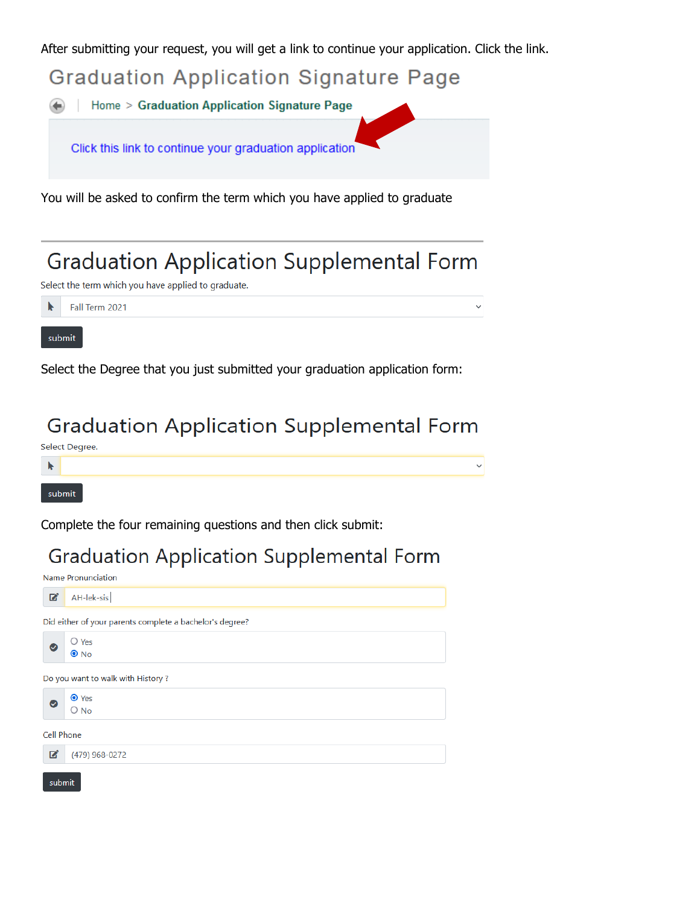After submitting your request, you will get a link to continue your application. Click the link.

## Graduation Application Signature Page

Home > **Graduation Application Signature Page**

Click this link to continue your graduation application

You will be asked to confirm the term which you have applied to graduate

## Graduation Application Supplemental Form

Select the term which you have applied to graduate.

Fall Term 2021

submit

Select the Degree that you just submitted your graduation application form:

## Graduation Application Supplemental Form

Select Degree.

submit

Complete the four remaining questions and then click submit:

## Graduation Application Supplemental Form

Name Pronunciation

AH-lek-sis

Did either of your parents complete a bachelor's degree?

- ○ Yes
- ● No

Do you want to walk with History ?

- ● Yes
- ○ No

Cell Phone

(479) 968-0272

submit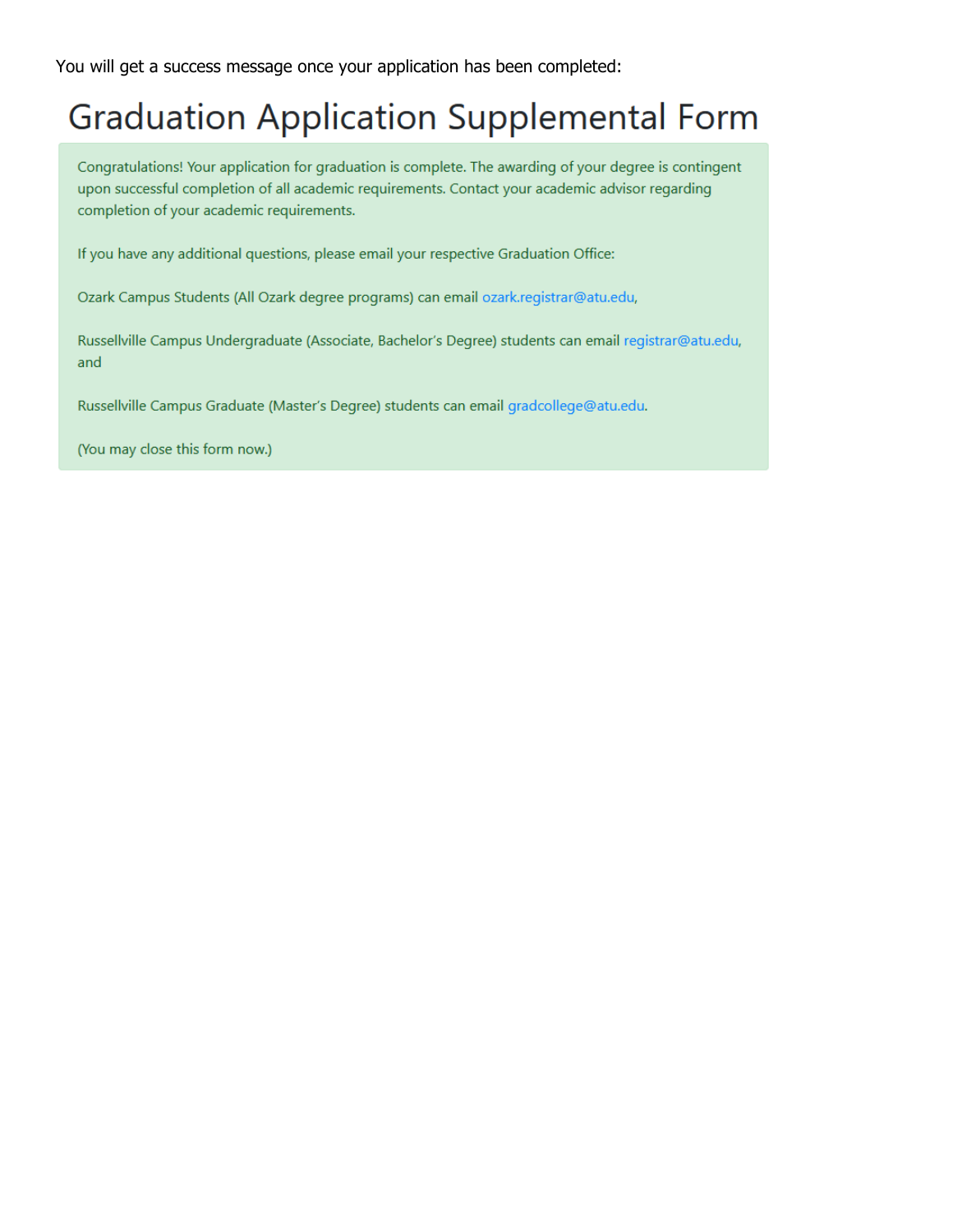You will get a success message once your application has been completed:

# Graduation Application Supplemental Form

Congratulations! Your application for graduation is complete. The awarding of your degree is contingent upon successful completion of all academic requirements. Contact your academic advisor regarding completion of your academic requirements.

If you have any additional questions, please email your respective Graduation Office:

Ozark Campus Students (All Ozark degree programs) can email ozark.registrar@atu.edu,

Russellville Campus Undergraduate (Associate, Bachelor's Degree) students can email registrar@atu.edu, and

Russellville Campus Graduate (Master's Degree) students can email gradcollege@atu.edu.

(You may close this form now.)